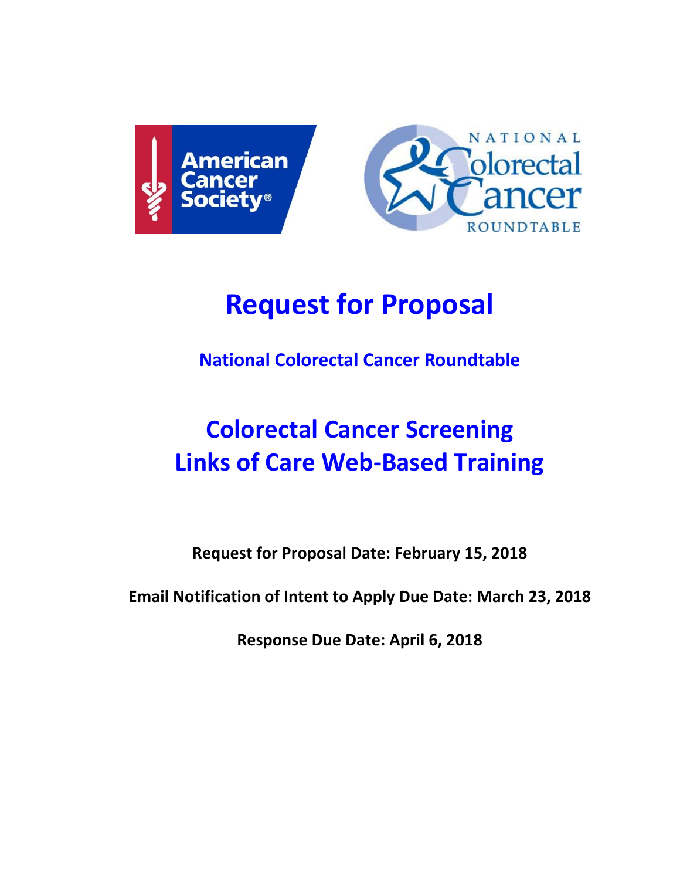# Request for Proposal

## National Colorectal Cancer Roundtable

# Colorectal Cancer Screening Links of Care Web-Based Training

**Request for Proposal Date: February 15, 2018**

**Email Notification of Intent to Apply Due Date: March 23, 2018**

**Response Due Date: April 6, 2018**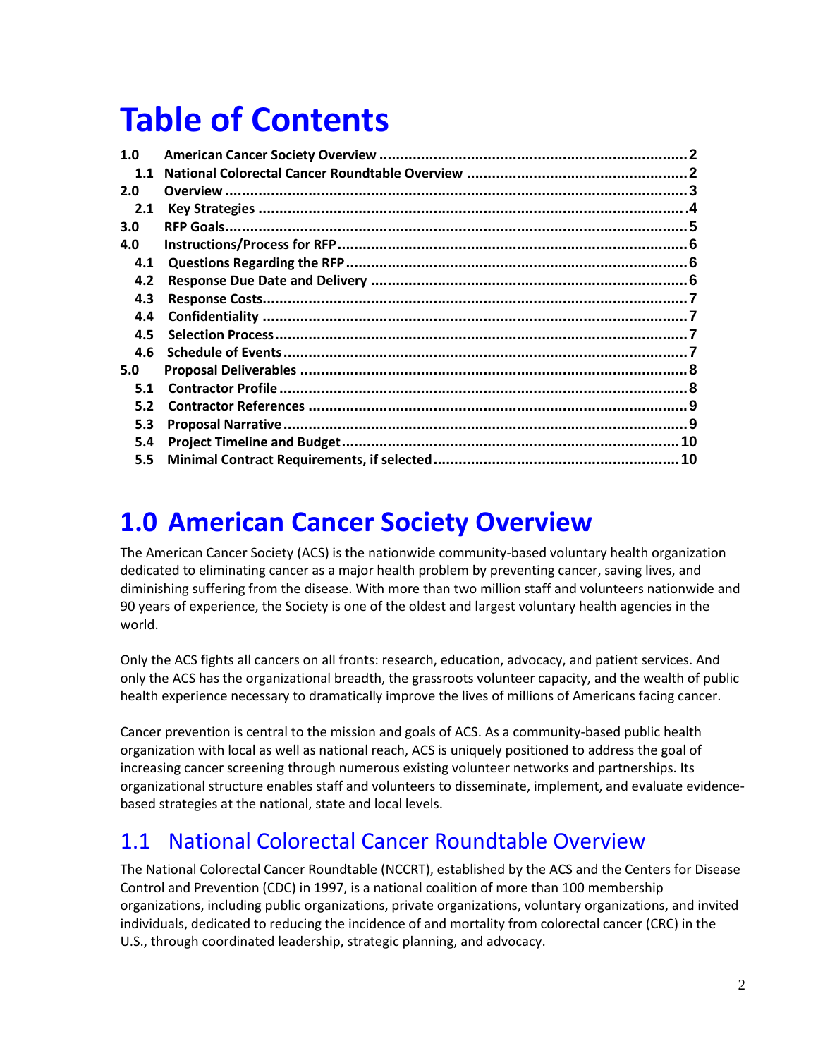# Table of Contents

| | | |
|---|---|---|
| **1.0** | **American Cancer Society Overview** | **2** |
| **1.1** | **National Colorectal Cancer Roundtable Overview** | **2** |
| **2.0** | **Overview** | **3** |
| **2.1** | **Key Strategies** | **4** |
| **3.0** | **RFP Goals** | **5** |
| **4.0** | **Instructions/Process for RFP** | **6** |
| **4.1** | **Questions Regarding the RFP** | **6** |
| **4.2** | **Response Due Date and Delivery** | **6** |
| **4.3** | **Response Costs** | **7** |
| **4.4** | **Confidentiality** | **7** |
| **4.5** | **Selection Process** | **7** |
| **4.6** | **Schedule of Events** | **7** |
| **5.0** | **Proposal Deliverables** | **8** |
| **5.1** | **Contractor Profile** | **8** |
| **5.2** | **Contractor References** | **9** |
| **5.3** | **Proposal Narrative** | **9** |
| **5.4** | **Project Timeline and Budget** | **10** |
| **5.5** | **Minimal Contract Requirements, if selected** | **10** |

# 1.0 American Cancer Society Overview

The American Cancer Society (ACS) is the nationwide community-based voluntary health organization dedicated to eliminating cancer as a major health problem by preventing cancer, saving lives, and diminishing suffering from the disease. With more than two million staff and volunteers nationwide and 90 years of experience, the Society is one of the oldest and largest voluntary health agencies in the world.

Only the ACS fights all cancers on all fronts: research, education, advocacy, and patient services. And only the ACS has the organizational breadth, the grassroots volunteer capacity, and the wealth of public health experience necessary to dramatically improve the lives of millions of Americans facing cancer.

Cancer prevention is central to the mission and goals of ACS. As a community-based public health organization with local as well as national reach, ACS is uniquely positioned to address the goal of increasing cancer screening through numerous existing volunteer networks and partnerships. Its organizational structure enables staff and volunteers to disseminate, implement, and evaluate evidence-based strategies at the national, state and local levels.

## 1.1 National Colorectal Cancer Roundtable Overview

The National Colorectal Cancer Roundtable (NCCRT), established by the ACS and the Centers for Disease Control and Prevention (CDC) in 1997, is a national coalition of more than 100 membership organizations, including public organizations, private organizations, voluntary organizations, and invited individuals, dedicated to reducing the incidence of and mortality from colorectal cancer (CRC) in the U.S., through coordinated leadership, strategic planning, and advocacy.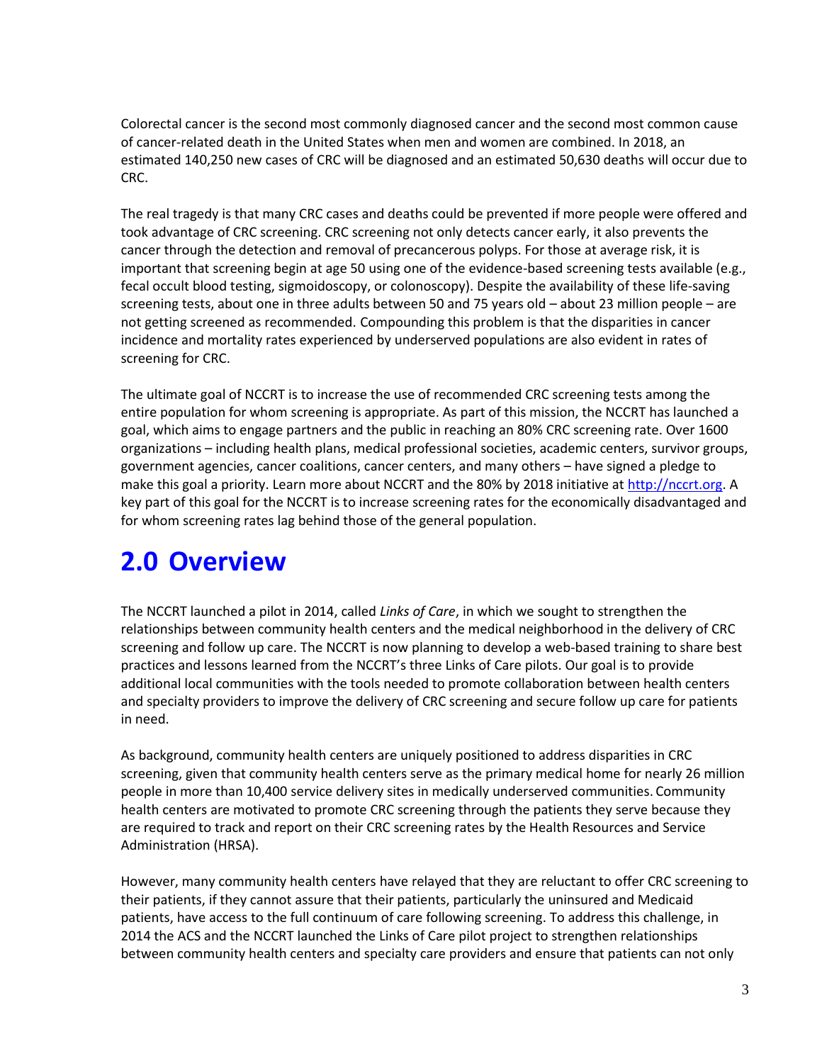Colorectal cancer is the second most commonly diagnosed cancer and the second most common cause of cancer-related death in the United States when men and women are combined. In 2018, an estimated 140,250 new cases of CRC will be diagnosed and an estimated 50,630 deaths will occur due to CRC.

The real tragedy is that many CRC cases and deaths could be prevented if more people were offered and took advantage of CRC screening. CRC screening not only detects cancer early, it also prevents the cancer through the detection and removal of precancerous polyps. For those at average risk, it is important that screening begin at age 50 using one of the evidence-based screening tests available (e.g., fecal occult blood testing, sigmoidoscopy, or colonoscopy). Despite the availability of these life-saving screening tests, about one in three adults between 50 and 75 years old – about 23 million people – are not getting screened as recommended. Compounding this problem is that the disparities in cancer incidence and mortality rates experienced by underserved populations are also evident in rates of screening for CRC.

The ultimate goal of NCCRT is to increase the use of recommended CRC screening tests among the entire population for whom screening is appropriate. As part of this mission, the NCCRT has launched a goal, which aims to engage partners and the public in reaching an 80% CRC screening rate. Over 1600 organizations – including health plans, medical professional societies, academic centers, survivor groups, government agencies, cancer coalitions, cancer centers, and many others – have signed a pledge to make this goal a priority. Learn more about NCCRT and the 80% by 2018 initiative at [http://nccrt.org](http://nccrt.org). A key part of this goal for the NCCRT is to increase screening rates for the economically disadvantaged and for whom screening rates lag behind those of the general population.

# 2.0 Overview

The NCCRT launched a pilot in 2014, called *Links of Care*, in which we sought to strengthen the relationships between community health centers and the medical neighborhood in the delivery of CRC screening and follow up care. The NCCRT is now planning to develop a web-based training to share best practices and lessons learned from the NCCRT's three Links of Care pilots. Our goal is to provide additional local communities with the tools needed to promote collaboration between health centers and specialty providers to improve the delivery of CRC screening and secure follow up care for patients in need.

As background, community health centers are uniquely positioned to address disparities in CRC screening, given that community health centers serve as the primary medical home for nearly 26 million people in more than 10,400 service delivery sites in medically underserved communities. Community health centers are motivated to promote CRC screening through the patients they serve because they are required to track and report on their CRC screening rates by the Health Resources and Service Administration (HRSA).

However, many community health centers have relayed that they are reluctant to offer CRC screening to their patients, if they cannot assure that their patients, particularly the uninsured and Medicaid patients, have access to the full continuum of care following screening. To address this challenge, in 2014 the ACS and the NCCRT launched the Links of Care pilot project to strengthen relationships between community health centers and specialty care providers and ensure that patients can not only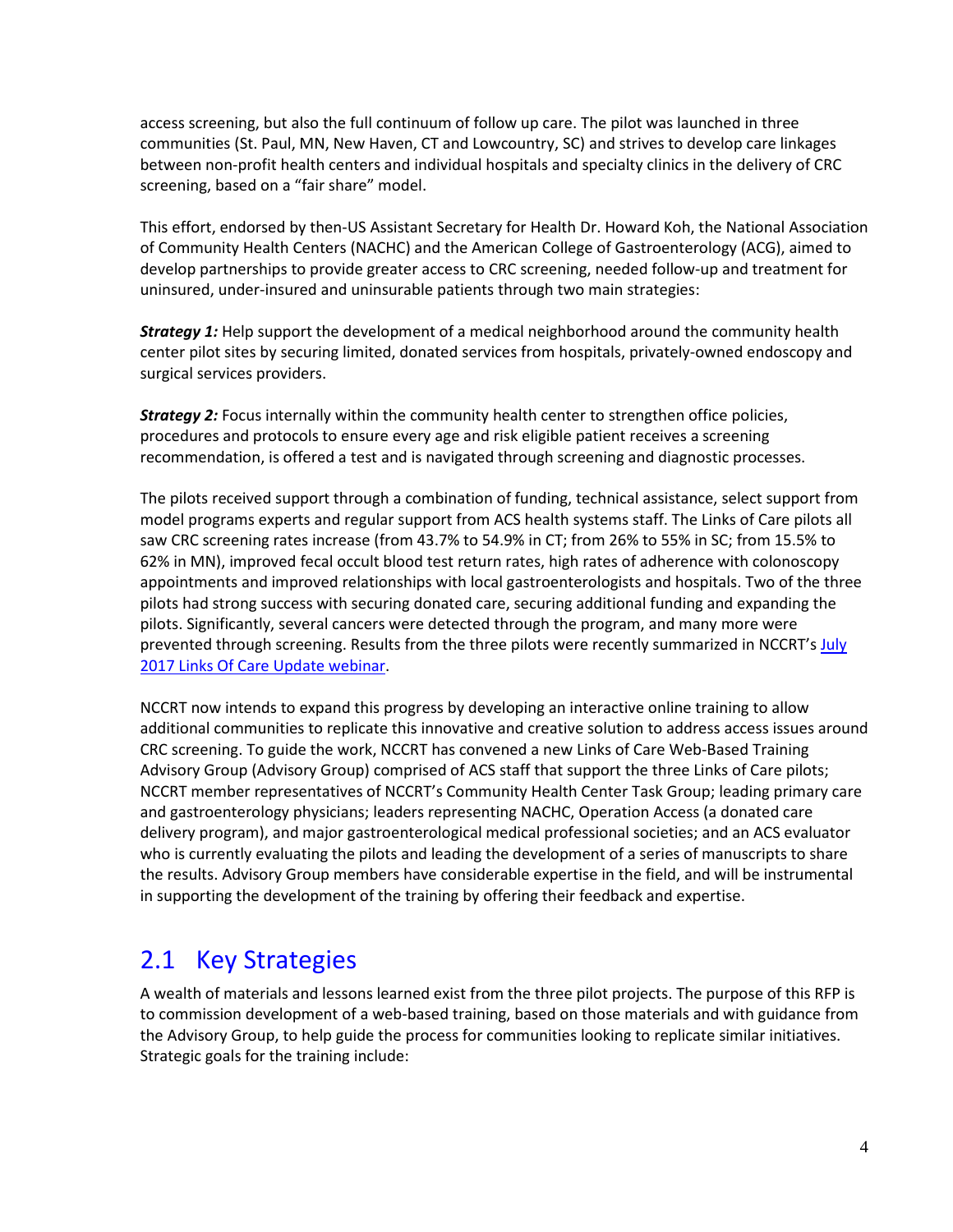access screening, but also the full continuum of follow up care. The pilot was launched in three communities (St. Paul, MN, New Haven, CT and Lowcountry, SC) and strives to develop care linkages between non-profit health centers and individual hospitals and specialty clinics in the delivery of CRC screening, based on a "fair share" model.

This effort, endorsed by then-US Assistant Secretary for Health Dr. Howard Koh, the National Association of Community Health Centers (NACHC) and the American College of Gastroenterology (ACG), aimed to develop partnerships to provide greater access to CRC screening, needed follow-up and treatment for uninsured, under-insured and uninsurable patients through two main strategies:

***Strategy 1:*** Help support the development of a medical neighborhood around the community health center pilot sites by securing limited, donated services from hospitals, privately-owned endoscopy and surgical services providers.

***Strategy 2:*** Focus internally within the community health center to strengthen office policies, procedures and protocols to ensure every age and risk eligible patient receives a screening recommendation, is offered a test and is navigated through screening and diagnostic processes.

The pilots received support through a combination of funding, technical assistance, select support from model programs experts and regular support from ACS health systems staff. The Links of Care pilots all saw CRC screening rates increase (from 43.7% to 54.9% in CT; from 26% to 55% in SC; from 15.5% to 62% in MN), improved fecal occult blood test return rates, high rates of adherence with colonoscopy appointments and improved relationships with local gastroenterologists and hospitals. Two of the three pilots had strong success with securing donated care, securing additional funding and expanding the pilots. Significantly, several cancers were detected through the program, and many more were prevented through screening. Results from the three pilots were recently summarized in NCCRT's July 2017 Links Of Care Update webinar.

NCCRT now intends to expand this progress by developing an interactive online training to allow additional communities to replicate this innovative and creative solution to address access issues around CRC screening. To guide the work, NCCRT has convened a new Links of Care Web-Based Training Advisory Group (Advisory Group) comprised of ACS staff that support the three Links of Care pilots; NCCRT member representatives of NCCRT's Community Health Center Task Group; leading primary care and gastroenterology physicians; leaders representing NACHC, Operation Access (a donated care delivery program), and major gastroenterological medical professional societies; and an ACS evaluator who is currently evaluating the pilots and leading the development of a series of manuscripts to share the results. Advisory Group members have considerable expertise in the field, and will be instrumental in supporting the development of the training by offering their feedback and expertise.

## 2.1 Key Strategies

A wealth of materials and lessons learned exist from the three pilot projects. The purpose of this RFP is to commission development of a web-based training, based on those materials and with guidance from the Advisory Group, to help guide the process for communities looking to replicate similar initiatives. Strategic goals for the training include: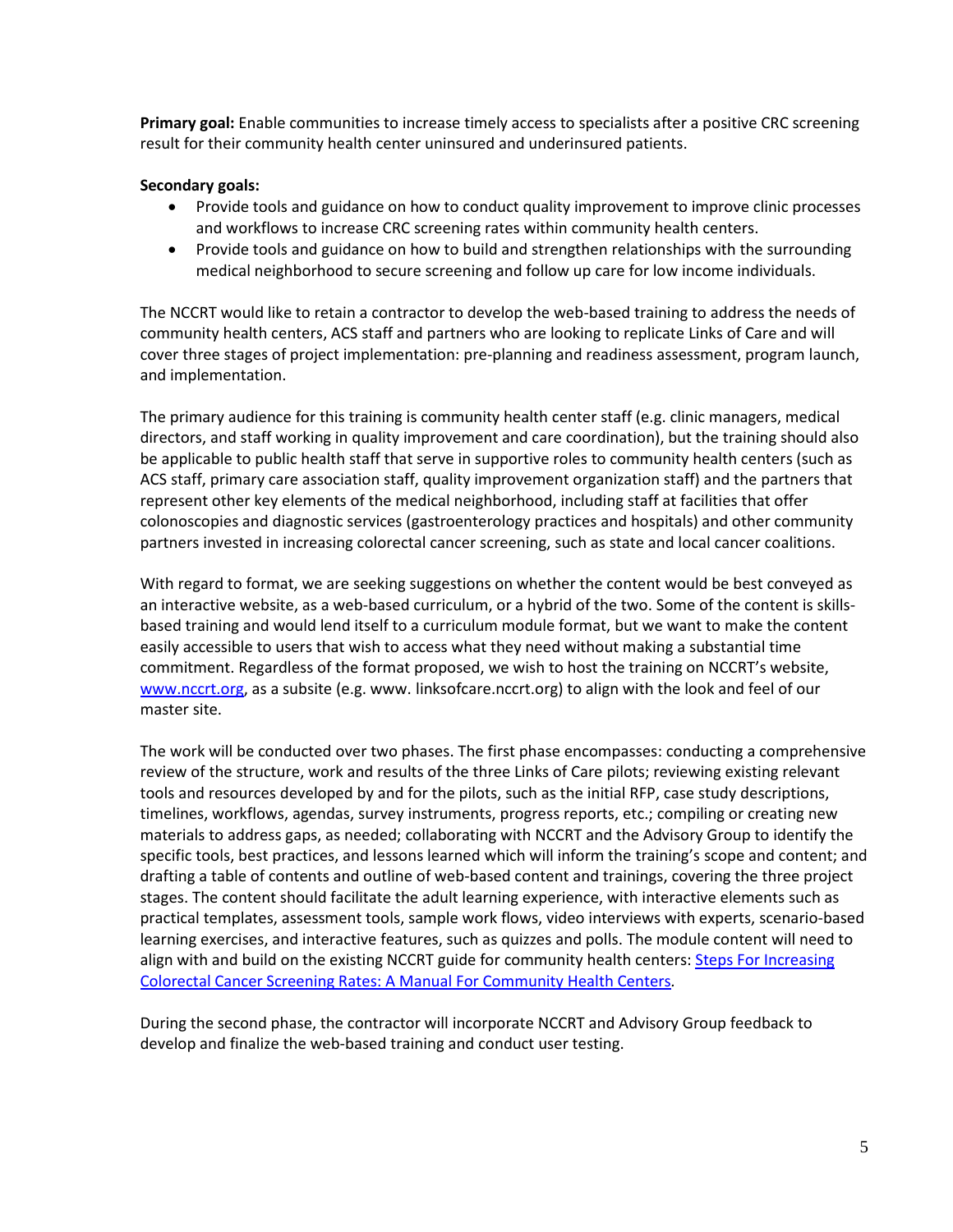**Primary goal:** Enable communities to increase timely access to specialists after a positive CRC screening result for their community health center uninsured and underinsured patients.

**Secondary goals:**

- Provide tools and guidance on how to conduct quality improvement to improve clinic processes and workflows to increase CRC screening rates within community health centers.
- Provide tools and guidance on how to build and strengthen relationships with the surrounding medical neighborhood to secure screening and follow up care for low income individuals.

The NCCRT would like to retain a contractor to develop the web-based training to address the needs of community health centers, ACS staff and partners who are looking to replicate Links of Care and will cover three stages of project implementation: pre-planning and readiness assessment, program launch, and implementation.

The primary audience for this training is community health center staff (e.g. clinic managers, medical directors, and staff working in quality improvement and care coordination), but the training should also be applicable to public health staff that serve in supportive roles to community health centers (such as ACS staff, primary care association staff, quality improvement organization staff) and the partners that represent other key elements of the medical neighborhood, including staff at facilities that offer colonoscopies and diagnostic services (gastroenterology practices and hospitals) and other community partners invested in increasing colorectal cancer screening, such as state and local cancer coalitions.

With regard to format, we are seeking suggestions on whether the content would be best conveyed as an interactive website, as a web-based curriculum, or a hybrid of the two. Some of the content is skills-based training and would lend itself to a curriculum module format, but we want to make the content easily accessible to users that wish to access what they need without making a substantial time commitment. Regardless of the format proposed, we wish to host the training on NCCRT's website, [www.nccrt.org](http://www.nccrt.org), as a subsite (e.g. www. linksofcare.nccrt.org) to align with the look and feel of our master site.

The work will be conducted over two phases. The first phase encompasses: conducting a comprehensive review of the structure, work and results of the three Links of Care pilots; reviewing existing relevant tools and resources developed by and for the pilots, such as the initial RFP, case study descriptions, timelines, workflows, agendas, survey instruments, progress reports, etc.; compiling or creating new materials to address gaps, as needed; collaborating with NCCRT and the Advisory Group to identify the specific tools, best practices, and lessons learned which will inform the training's scope and content; and drafting a table of contents and outline of web-based content and trainings, covering the three project stages. The content should facilitate the adult learning experience, with interactive elements such as practical templates, assessment tools, sample work flows, video interviews with experts, scenario-based learning exercises, and interactive features, such as quizzes and polls. The module content will need to align with and build on the existing NCCRT guide for community health centers: [Steps For Increasing Colorectal Cancer Screening Rates: A Manual For Community Health Centers](#).

During the second phase, the contractor will incorporate NCCRT and Advisory Group feedback to develop and finalize the web-based training and conduct user testing.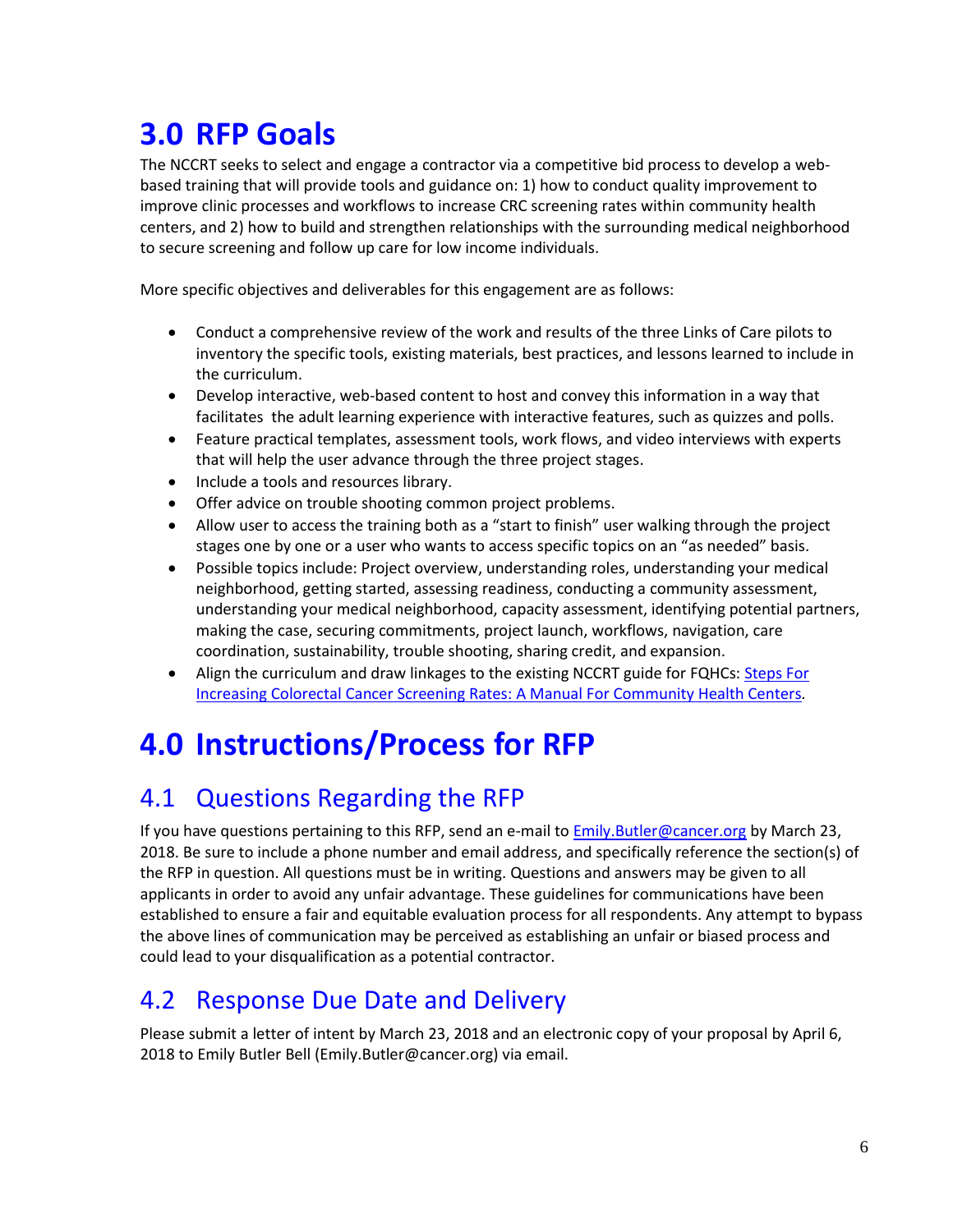# 3.0 RFP Goals

The NCCRT seeks to select and engage a contractor via a competitive bid process to develop a web-based training that will provide tools and guidance on: 1) how to conduct quality improvement to improve clinic processes and workflows to increase CRC screening rates within community health centers, and 2) how to build and strengthen relationships with the surrounding medical neighborhood to secure screening and follow up care for low income individuals.

More specific objectives and deliverables for this engagement are as follows:

- Conduct a comprehensive review of the work and results of the three Links of Care pilots to inventory the specific tools, existing materials, best practices, and lessons learned to include in the curriculum.
- Develop interactive, web-based content to host and convey this information in a way that facilitates the adult learning experience with interactive features, such as quizzes and polls.
- Feature practical templates, assessment tools, work flows, and video interviews with experts that will help the user advance through the three project stages.
- Include a tools and resources library.
- Offer advice on trouble shooting common project problems.
- Allow user to access the training both as a "start to finish" user walking through the project stages one by one or a user who wants to access specific topics on an "as needed" basis.
- Possible topics include: Project overview, understanding roles, understanding your medical neighborhood, getting started, assessing readiness, conducting a community assessment, understanding your medical neighborhood, capacity assessment, identifying potential partners, making the case, securing commitments, project launch, workflows, navigation, care coordination, sustainability, trouble shooting, sharing credit, and expansion.
- Align the curriculum and draw linkages to the existing NCCRT guide for FQHCs: Steps For Increasing Colorectal Cancer Screening Rates: A Manual For Community Health Centers.

# 4.0 Instructions/Process for RFP

## 4.1 Questions Regarding the RFP

If you have questions pertaining to this RFP, send an e-mail to Emily.Butler@cancer.org by March 23, 2018. Be sure to include a phone number and email address, and specifically reference the section(s) of the RFP in question. All questions must be in writing. Questions and answers may be given to all applicants in order to avoid any unfair advantage. These guidelines for communications have been established to ensure a fair and equitable evaluation process for all respondents. Any attempt to bypass the above lines of communication may be perceived as establishing an unfair or biased process and could lead to your disqualification as a potential contractor.

## 4.2 Response Due Date and Delivery

Please submit a letter of intent by March 23, 2018 and an electronic copy of your proposal by April 6, 2018 to Emily Butler Bell (Emily.Butler@cancer.org) via email.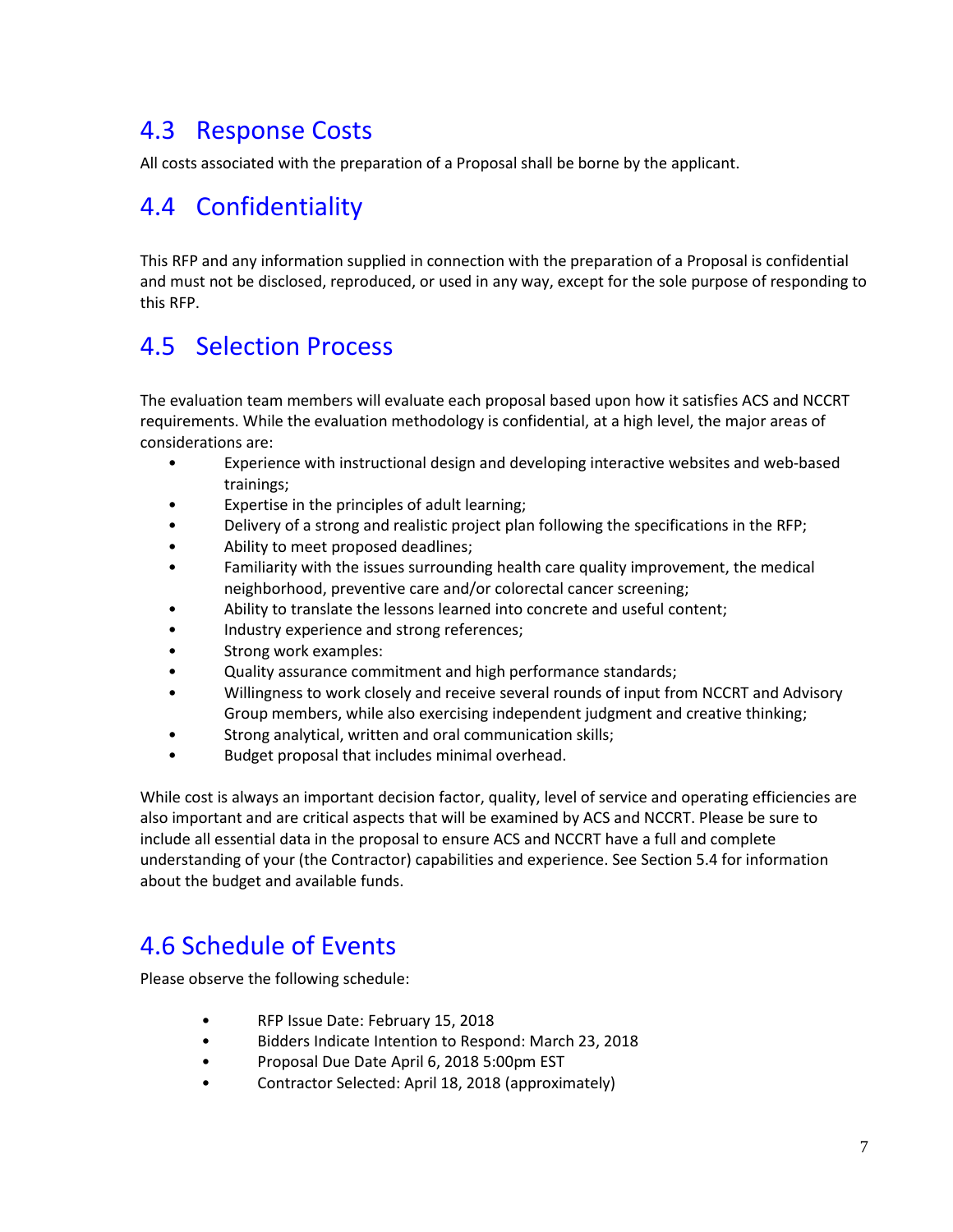## 4.3 Response Costs

All costs associated with the preparation of a Proposal shall be borne by the applicant.

## 4.4 Confidentiality

This RFP and any information supplied in connection with the preparation of a Proposal is confidential and must not be disclosed, reproduced, or used in any way, except for the sole purpose of responding to this RFP.

## 4.5 Selection Process

The evaluation team members will evaluate each proposal based upon how it satisfies ACS and NCCRT requirements. While the evaluation methodology is confidential, at a high level, the major areas of considerations are:

- Experience with instructional design and developing interactive websites and web-based trainings;
- Expertise in the principles of adult learning;
- Delivery of a strong and realistic project plan following the specifications in the RFP;
- Ability to meet proposed deadlines;
- Familiarity with the issues surrounding health care quality improvement, the medical neighborhood, preventive care and/or colorectal cancer screening;
- Ability to translate the lessons learned into concrete and useful content;
- Industry experience and strong references;
- Strong work examples:
- Quality assurance commitment and high performance standards;
- Willingness to work closely and receive several rounds of input from NCCRT and Advisory Group members, while also exercising independent judgment and creative thinking;
- Strong analytical, written and oral communication skills;
- Budget proposal that includes minimal overhead.

While cost is always an important decision factor, quality, level of service and operating efficiencies are also important and are critical aspects that will be examined by ACS and NCCRT. Please be sure to include all essential data in the proposal to ensure ACS and NCCRT have a full and complete understanding of your (the Contractor) capabilities and experience. See Section 5.4 for information about the budget and available funds.

## 4.6 Schedule of Events

Please observe the following schedule:

- RFP Issue Date: February 15, 2018
- Bidders Indicate Intention to Respond: March 23, 2018
- Proposal Due Date April 6, 2018 5:00pm EST
- Contractor Selected: April 18, 2018 (approximately)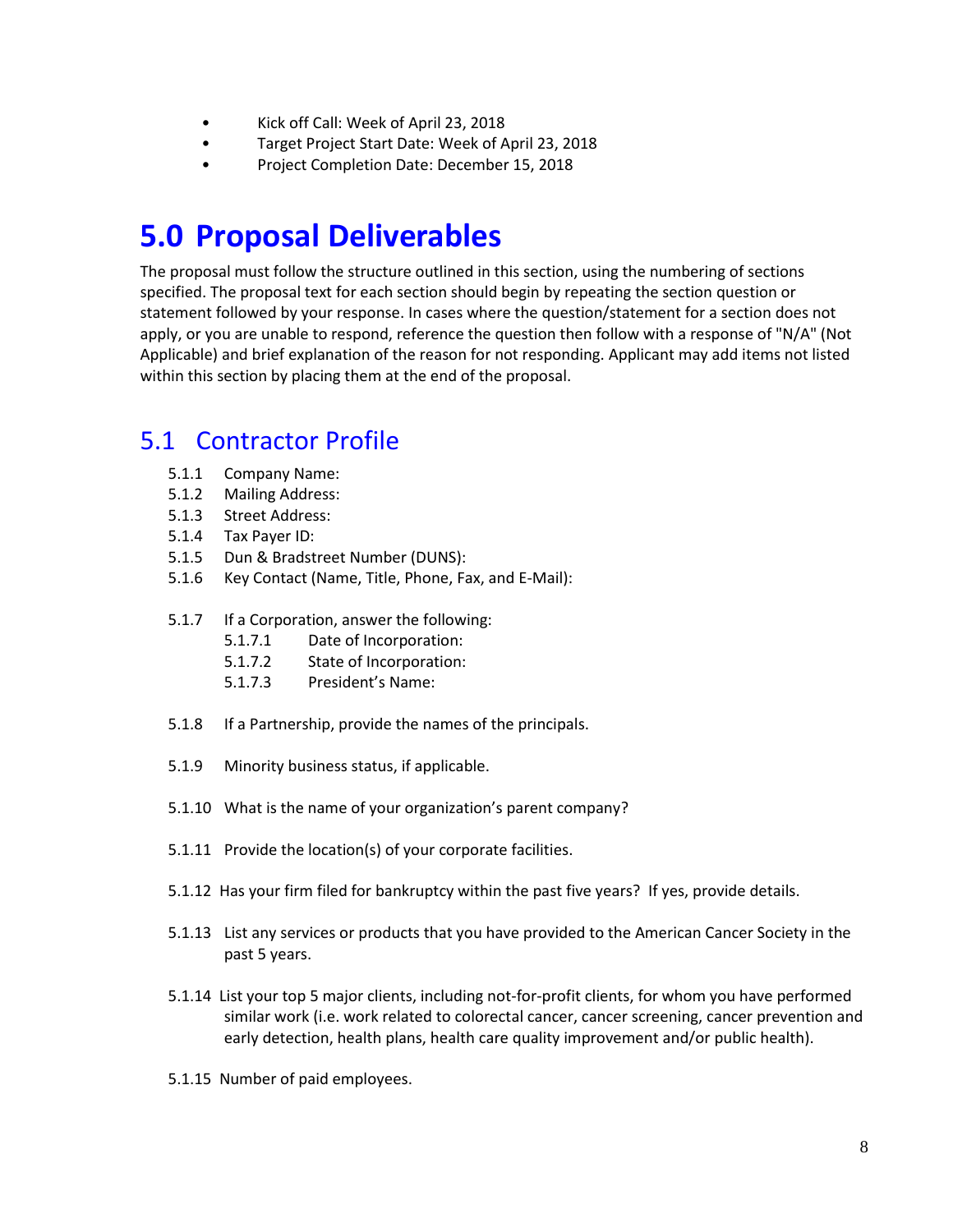- Kick off Call: Week of April 23, 2018
- Target Project Start Date: Week of April 23, 2018
- Project Completion Date: December 15, 2018

# 5.0 Proposal Deliverables

The proposal must follow the structure outlined in this section, using the numbering of sections specified. The proposal text for each section should begin by repeating the section question or statement followed by your response. In cases where the question/statement for a section does not apply, or you are unable to respond, reference the question then follow with a response of "N/A" (Not Applicable) and brief explanation of the reason for not responding. Applicant may add items not listed within this section by placing them at the end of the proposal.

## 5.1 Contractor Profile

5.1.1 Company Name:

5.1.2 Mailing Address:

5.1.3 Street Address:

5.1.4 Tax Payer ID:

5.1.5 Dun & Bradstreet Number (DUNS):

5.1.6 Key Contact (Name, Title, Phone, Fax, and E-Mail):

5.1.7 If a Corporation, answer the following:

- 5.1.7.1 Date of Incorporation:
- 5.1.7.2 State of Incorporation:
- 5.1.7.3 President's Name:

5.1.8 If a Partnership, provide the names of the principals.

5.1.9 Minority business status, if applicable.

5.1.10 What is the name of your organization's parent company?

5.1.11 Provide the location(s) of your corporate facilities.

5.1.12 Has your firm filed for bankruptcy within the past five years? If yes, provide details.

5.1.13 List any services or products that you have provided to the American Cancer Society in the past 5 years.

5.1.14 List your top 5 major clients, including not-for-profit clients, for whom you have performed similar work (i.e. work related to colorectal cancer, cancer screening, cancer prevention and early detection, health plans, health care quality improvement and/or public health).

5.1.15 Number of paid employees.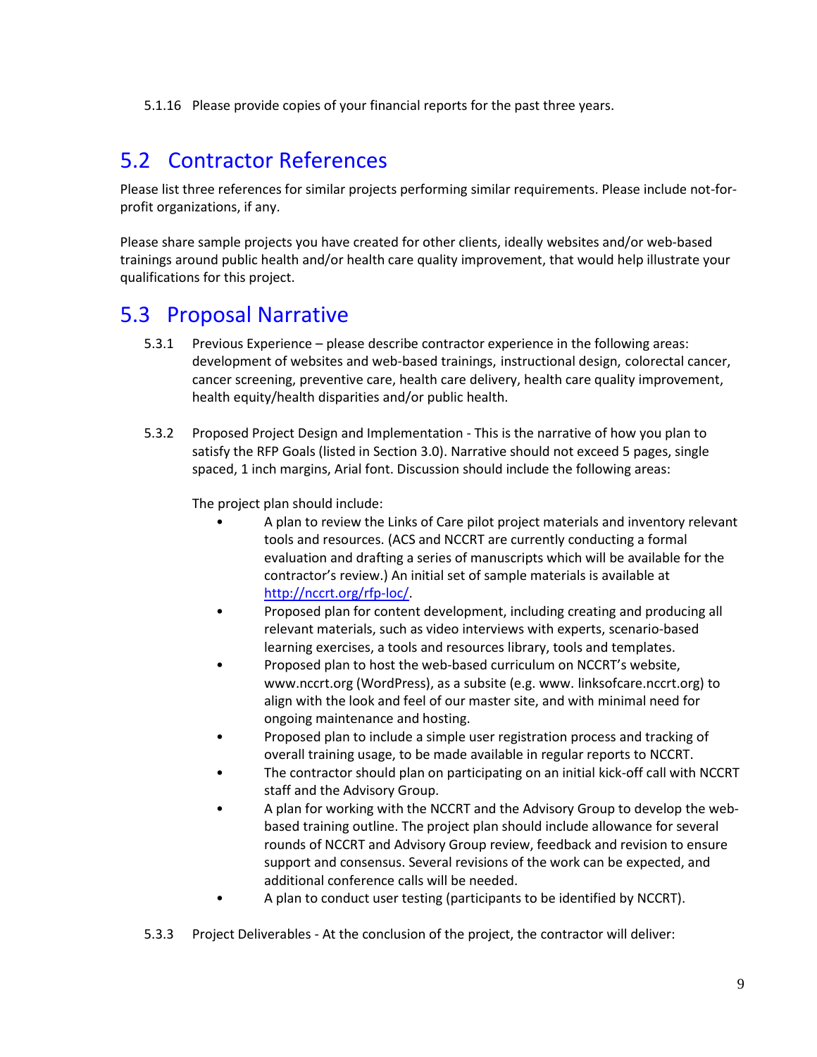5.1.16 Please provide copies of your financial reports for the past three years.

## 5.2 Contractor References

Please list three references for similar projects performing similar requirements. Please include not-for-profit organizations, if any.

Please share sample projects you have created for other clients, ideally websites and/or web-based trainings around public health and/or health care quality improvement, that would help illustrate your qualifications for this project.

## 5.3 Proposal Narrative

5.3.1 Previous Experience – please describe contractor experience in the following areas: development of websites and web-based trainings, instructional design, colorectal cancer, cancer screening, preventive care, health care delivery, health care quality improvement, health equity/health disparities and/or public health.

5.3.2 Proposed Project Design and Implementation - This is the narrative of how you plan to satisfy the RFP Goals (listed in Section 3.0). Narrative should not exceed 5 pages, single spaced, 1 inch margins, Arial font. Discussion should include the following areas:

The project plan should include:

- A plan to review the Links of Care pilot project materials and inventory relevant tools and resources. (ACS and NCCRT are currently conducting a formal evaluation and drafting a series of manuscripts which will be available for the contractor's review.) An initial set of sample materials is available at http://nccrt.org/rfp-loc/.
- Proposed plan for content development, including creating and producing all relevant materials, such as video interviews with experts, scenario-based learning exercises, a tools and resources library, tools and templates.
- Proposed plan to host the web-based curriculum on NCCRT's website, www.nccrt.org (WordPress), as a subsite (e.g. www. linksofcare.nccrt.org) to align with the look and feel of our master site, and with minimal need for ongoing maintenance and hosting.
- Proposed plan to include a simple user registration process and tracking of overall training usage, to be made available in regular reports to NCCRT.
- The contractor should plan on participating on an initial kick-off call with NCCRT staff and the Advisory Group.
- A plan for working with the NCCRT and the Advisory Group to develop the web-based training outline. The project plan should include allowance for several rounds of NCCRT and Advisory Group review, feedback and revision to ensure support and consensus. Several revisions of the work can be expected, and additional conference calls will be needed.
- A plan to conduct user testing (participants to be identified by NCCRT).

5.3.3 Project Deliverables - At the conclusion of the project, the contractor will deliver: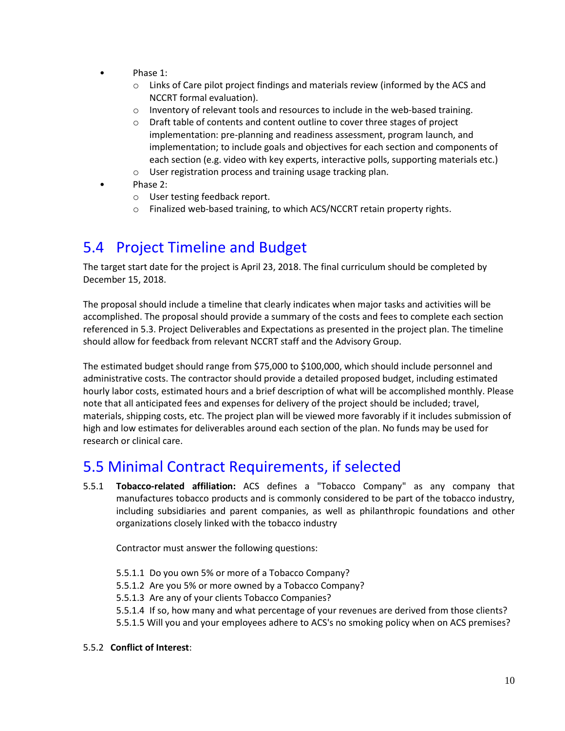- Phase 1:
  - Links of Care pilot project findings and materials review (informed by the ACS and NCCRT formal evaluation).
  - Inventory of relevant tools and resources to include in the web-based training.
  - Draft table of contents and content outline to cover three stages of project implementation: pre-planning and readiness assessment, program launch, and implementation; to include goals and objectives for each section and components of each section (e.g. video with key experts, interactive polls, supporting materials etc.)
  - User registration process and training usage tracking plan.
- Phase 2:
  - User testing feedback report.
  - Finalized web-based training, to which ACS/NCCRT retain property rights.

## 5.4 Project Timeline and Budget

The target start date for the project is April 23, 2018. The final curriculum should be completed by December 15, 2018.

The proposal should include a timeline that clearly indicates when major tasks and activities will be accomplished. The proposal should provide a summary of the costs and fees to complete each section referenced in 5.3. Project Deliverables and Expectations as presented in the project plan. The timeline should allow for feedback from relevant NCCRT staff and the Advisory Group.

The estimated budget should range from $75,000 to $100,000, which should include personnel and administrative costs. The contractor should provide a detailed proposed budget, including estimated hourly labor costs, estimated hours and a brief description of what will be accomplished monthly. Please note that all anticipated fees and expenses for delivery of the project should be included; travel, materials, shipping costs, etc. The project plan will be viewed more favorably if it includes submission of high and low estimates for deliverables around each section of the plan. No funds may be used for research or clinical care.

## 5.5 Minimal Contract Requirements, if selected

5.5.1 **Tobacco-related affiliation:** ACS defines a "Tobacco Company" as any company that manufactures tobacco products and is commonly considered to be part of the tobacco industry, including subsidiaries and parent companies, as well as philanthropic foundations and other organizations closely linked with the tobacco industry

Contractor must answer the following questions:

5.5.1.1 Do you own 5% or more of a Tobacco Company?
5.5.1.2 Are you 5% or more owned by a Tobacco Company?
5.5.1.3 Are any of your clients Tobacco Companies?
5.5.1.4 If so, how many and what percentage of your revenues are derived from those clients?
5.5.1.5 Will you and your employees adhere to ACS's no smoking policy when on ACS premises?

5.5.2 **Conflict of Interest**: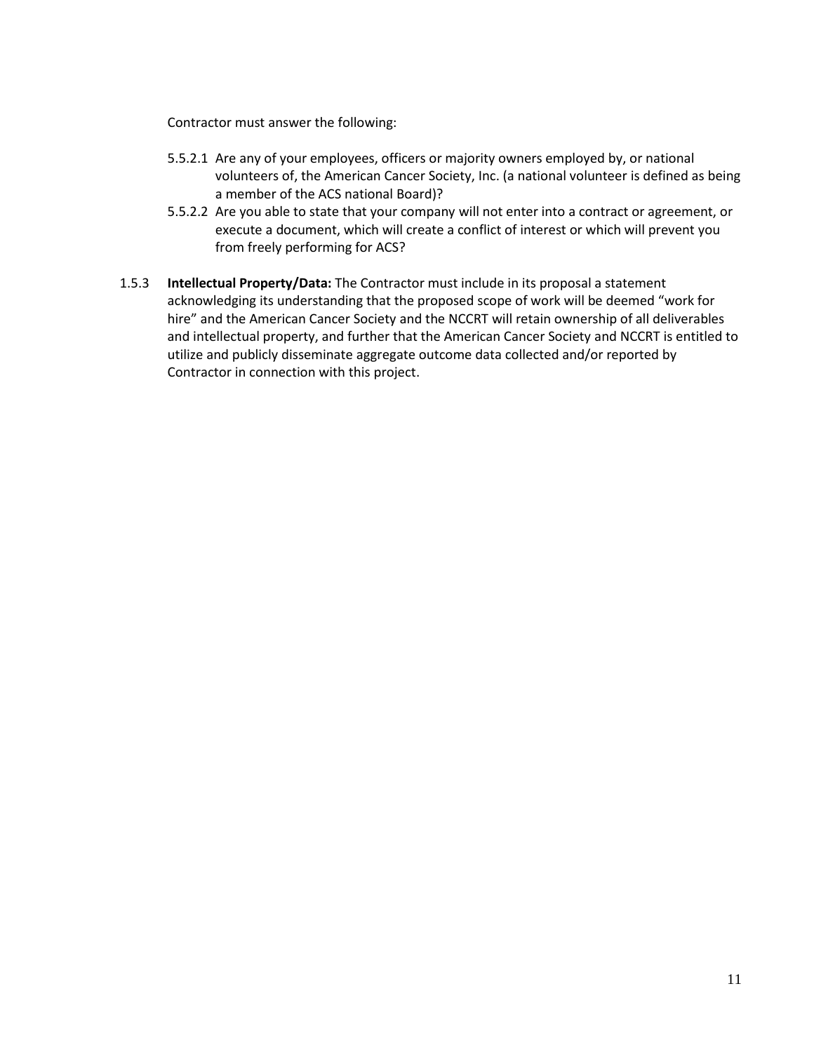Contractor must answer the following:

5.5.2.1 Are any of your employees, officers or majority owners employed by, or national volunteers of, the American Cancer Society, Inc. (a national volunteer is defined as being a member of the ACS national Board)?

5.5.2.2 Are you able to state that your company will not enter into a contract or agreement, or execute a document, which will create a conflict of interest or which will prevent you from freely performing for ACS?

1.5.3 **Intellectual Property/Data:** The Contractor must include in its proposal a statement acknowledging its understanding that the proposed scope of work will be deemed "work for hire" and the American Cancer Society and the NCCRT will retain ownership of all deliverables and intellectual property, and further that the American Cancer Society and NCCRT is entitled to utilize and publicly disseminate aggregate outcome data collected and/or reported by Contractor in connection with this project.